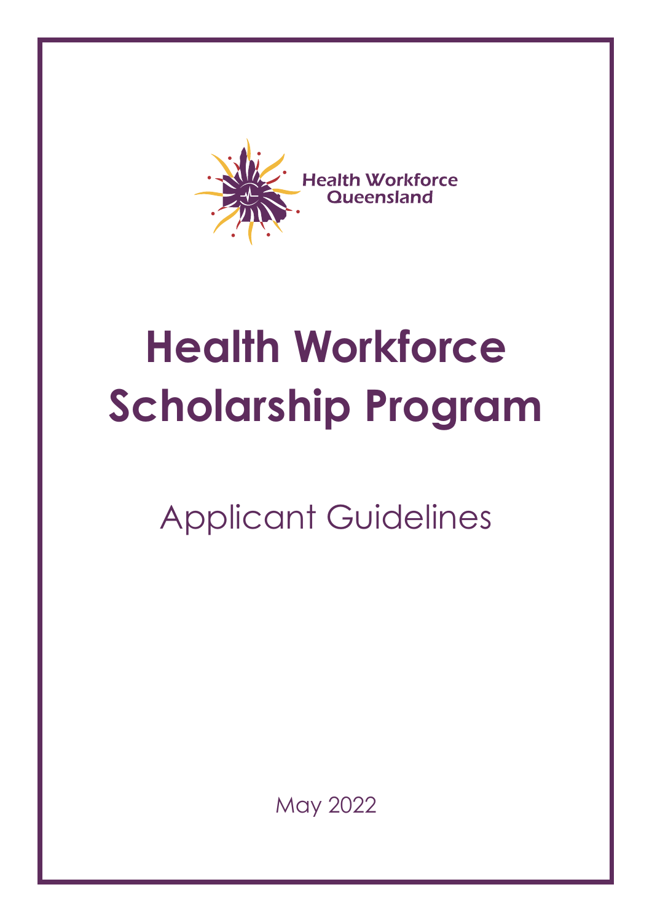Health Workforce Queensland

# Health Workforce Scholarship Program

## Applicant Guidelines

May 2022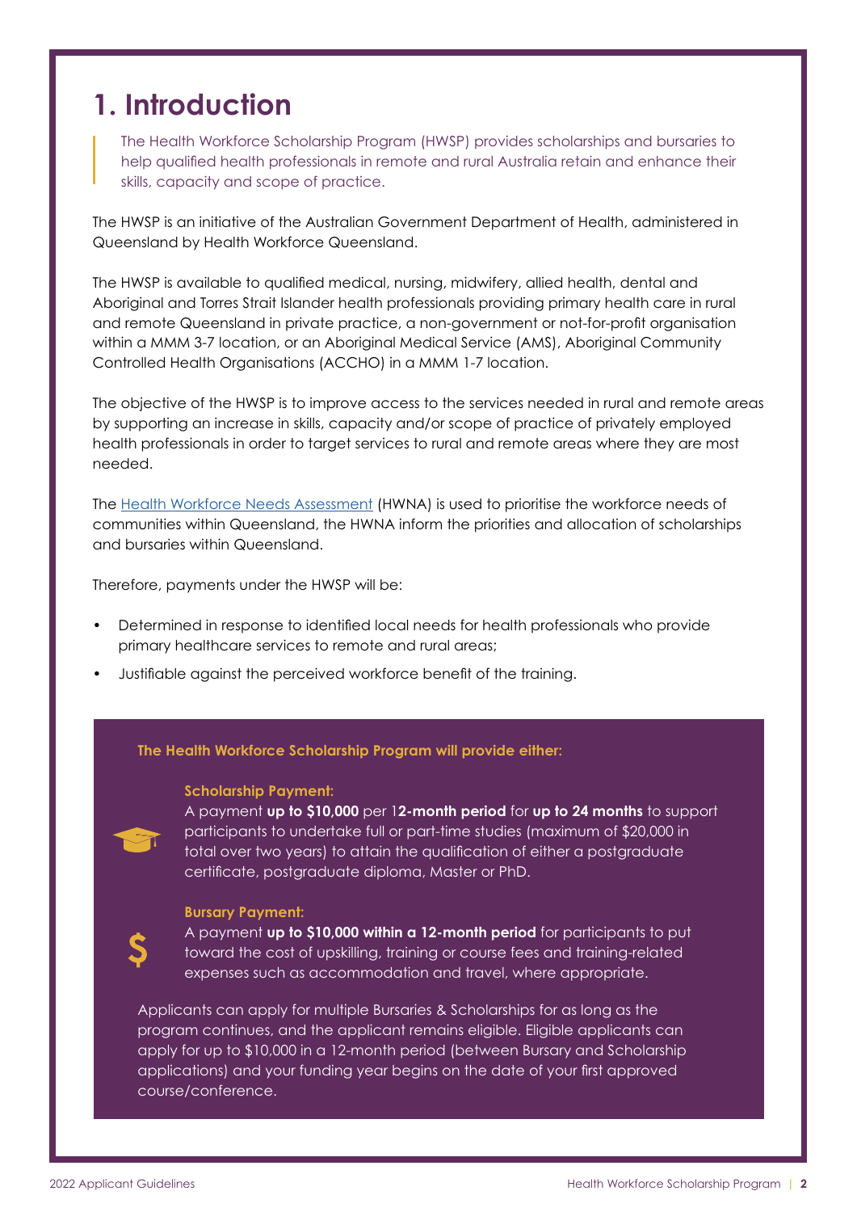# 1. Introduction

> The Health Workforce Scholarship Program (HWSP) provides scholarships and bursaries to help qualified health professionals in remote and rural Australia retain and enhance their skills, capacity and scope of practice.

The HWSP is an initiative of the Australian Government Department of Health, administered in Queensland by Health Workforce Queensland.

The HWSP is available to qualified medical, nursing, midwifery, allied health, dental and Aboriginal and Torres Strait Islander health professionals providing primary health care in rural and remote Queensland in private practice, a non-government or not-for-profit organisation within a MMM 3-7 location, or an Aboriginal Medical Service (AMS), Aboriginal Community Controlled Health Organisations (ACCHO) in a MMM 1-7 location.

The objective of the HWSP is to improve access to the services needed in rural and remote areas by supporting an increase in skills, capacity and/or scope of practice of privately employed health professionals in order to target services to rural and remote areas where they are most needed.

The Health Workforce Needs Assessment (HWNA) is used to prioritise the workforce needs of communities within Queensland, the HWNA inform the priorities and allocation of scholarships and bursaries within Queensland.

Therefore, payments under the HWSP will be:

- Determined in response to identified local needs for health professionals who provide primary healthcare services to remote and rural areas;
- Justifiable against the perceived workforce benefit of the training.

**The Health Workforce Scholarship Program will provide either:**

**Scholarship Payment:**
A payment **up to $10,000** per 1**2-month period** for **up to 24 months** to support participants to undertake full or part-time studies (maximum of $20,000 in total over two years) to attain the qualification of either a postgraduate certificate, postgraduate diploma, Master or PhD.

**Bursary Payment:**
A payment **up to $10,000 within a 12-month period** for participants to put toward the cost of upskilling, training or course fees and training-related expenses such as accommodation and travel, where appropriate.

Applicants can apply for multiple Bursaries & Scholarships for as long as the program continues, and the applicant remains eligible. Eligible applicants can apply for up to $10,000 in a 12-month period (between Bursary and Scholarship applications) and your funding year begins on the date of your first approved course/conference.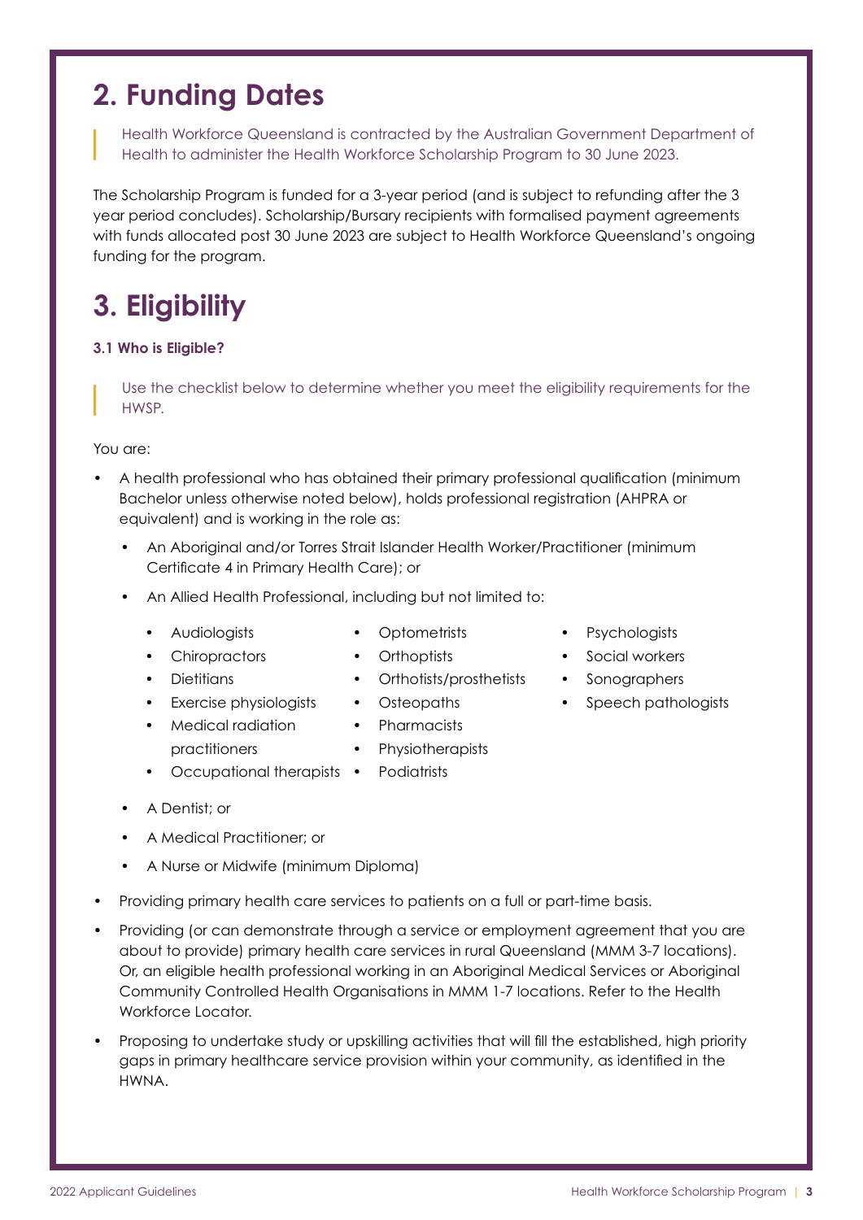## 2. Funding Dates

> Health Workforce Queensland is contracted by the Australian Government Department of Health to administer the Health Workforce Scholarship Program to 30 June 2023.

The Scholarship Program is funded for a 3-year period (and is subject to refunding after the 3 year period concludes). Scholarship/Bursary recipients with formalised payment agreements with funds allocated post 30 June 2023 are subject to Health Workforce Queensland's ongoing funding for the program.

## 3. Eligibility

### 3.1 Who is Eligible?

> Use the checklist below to determine whether you meet the eligibility requirements for the HWSP.

You are:

- A health professional who has obtained their primary professional qualification (minimum Bachelor unless otherwise noted below), holds professional registration (AHPRA or equivalent) and is working in the role as:
  - An Aboriginal and/or Torres Strait Islander Health Worker/Practitioner (minimum Certificate 4 in Primary Health Care); or
  - An Allied Health Professional, including but not limited to:
    - Audiologists
    - Chiropractors
    - Dietitians
    - Exercise physiologists
    - Medical radiation practitioners
    - Occupational therapists
    - Optometrists
    - Orthoptists
    - Orthotists/prosthetists
    - Osteopaths
    - Pharmacists
    - Physiotherapists
    - Podiatrists
    - Psychologists
    - Social workers
    - Sonographers
    - Speech pathologists
  - A Dentist; or
  - A Medical Practitioner; or
  - A Nurse or Midwife (minimum Diploma)
- Providing primary health care services to patients on a full or part-time basis.
- Providing (or can demonstrate through a service or employment agreement that you are about to provide) primary health care services in rural Queensland (MMM 3-7 locations). Or, an eligible health professional working in an Aboriginal Medical Services or Aboriginal Community Controlled Health Organisations in MMM 1-7 locations. Refer to the Health Workforce Locator.
- Proposing to undertake study or upskilling activities that will fill the established, high priority gaps in primary healthcare service provision within your community, as identified in the HWNA.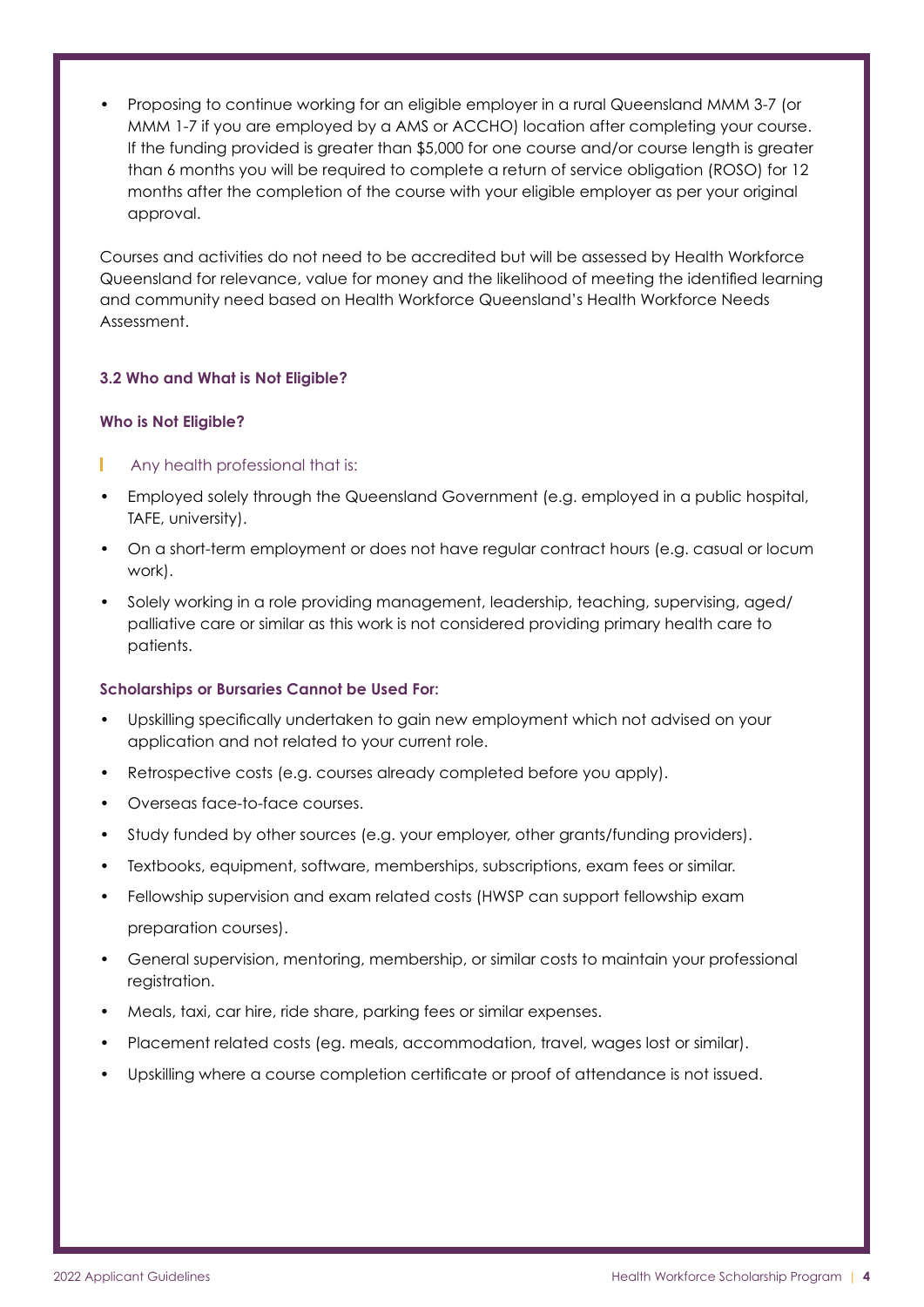- Proposing to continue working for an eligible employer in a rural Queensland MMM 3-7 (or MMM 1-7 if you are employed by a AMS or ACCHO) location after completing your course. If the funding provided is greater than $5,000 for one course and/or course length is greater than 6 months you will be required to complete a return of service obligation (ROSO) for 12 months after the completion of the course with your eligible employer as per your original approval.

Courses and activities do not need to be accredited but will be assessed by Health Workforce Queensland for relevance, value for money and the likelihood of meeting the identified learning and community need based on Health Workforce Queensland's Health Workforce Needs Assessment.

### 3.2 Who and What is Not Eligible?

#### Who is Not Eligible?

Any health professional that is:

- Employed solely through the Queensland Government (e.g. employed in a public hospital, TAFE, university).
- On a short-term employment or does not have regular contract hours (e.g. casual or locum work).
- Solely working in a role providing management, leadership, teaching, supervising, aged/palliative care or similar as this work is not considered providing primary health care to patients.

#### Scholarships or Bursaries Cannot be Used For:

- Upskilling specifically undertaken to gain new employment which not advised on your application and not related to your current role.
- Retrospective costs (e.g. courses already completed before you apply).
- Overseas face-to-face courses.
- Study funded by other sources (e.g. your employer, other grants/funding providers).
- Textbooks, equipment, software, memberships, subscriptions, exam fees or similar.
- Fellowship supervision and exam related costs (HWSP can support fellowship exam preparation courses).
- General supervision, mentoring, membership, or similar costs to maintain your professional registration.
- Meals, taxi, car hire, ride share, parking fees or similar expenses.
- Placement related costs (eg. meals, accommodation, travel, wages lost or similar).
- Upskilling where a course completion certificate or proof of attendance is not issued.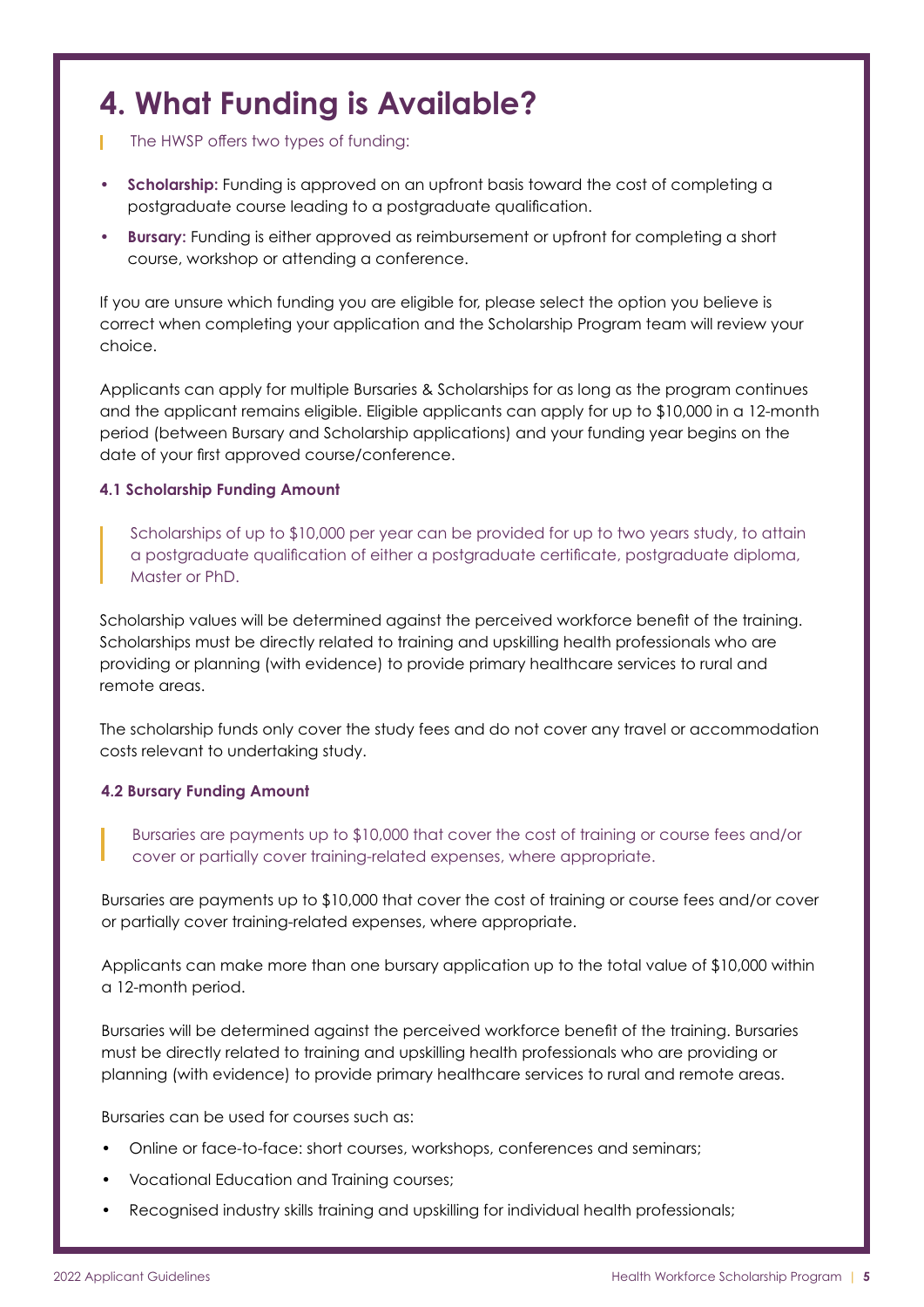# 4. What Funding is Available?

The HWSP offers two types of funding:

- **Scholarship:** Funding is approved on an upfront basis toward the cost of completing a postgraduate course leading to a postgraduate qualification.
- **Bursary:** Funding is either approved as reimbursement or upfront for completing a short course, workshop or attending a conference.

If you are unsure which funding you are eligible for, please select the option you believe is correct when completing your application and the Scholarship Program team will review your choice.

Applicants can apply for multiple Bursaries & Scholarships for as long as the program continues and the applicant remains eligible. Eligible applicants can apply for up to $10,000 in a 12-month period (between Bursary and Scholarship applications) and your funding year begins on the date of your first approved course/conference.

### 4.1 Scholarship Funding Amount

Scholarships of up to $10,000 per year can be provided for up to two years study, to attain a postgraduate qualification of either a postgraduate certificate, postgraduate diploma, Master or PhD.

Scholarship values will be determined against the perceived workforce benefit of the training. Scholarships must be directly related to training and upskilling health professionals who are providing or planning (with evidence) to provide primary healthcare services to rural and remote areas.

The scholarship funds only cover the study fees and do not cover any travel or accommodation costs relevant to undertaking study.

### 4.2 Bursary Funding Amount

Bursaries are payments up to $10,000 that cover the cost of training or course fees and/or cover or partially cover training-related expenses, where appropriate.

Bursaries are payments up to $10,000 that cover the cost of training or course fees and/or cover or partially cover training-related expenses, where appropriate.

Applicants can make more than one bursary application up to the total value of $10,000 within a 12-month period.

Bursaries will be determined against the perceived workforce benefit of the training. Bursaries must be directly related to training and upskilling health professionals who are providing or planning (with evidence) to provide primary healthcare services to rural and remote areas.

Bursaries can be used for courses such as:

- Online or face-to-face: short courses, workshops, conferences and seminars;
- Vocational Education and Training courses;
- Recognised industry skills training and upskilling for individual health professionals;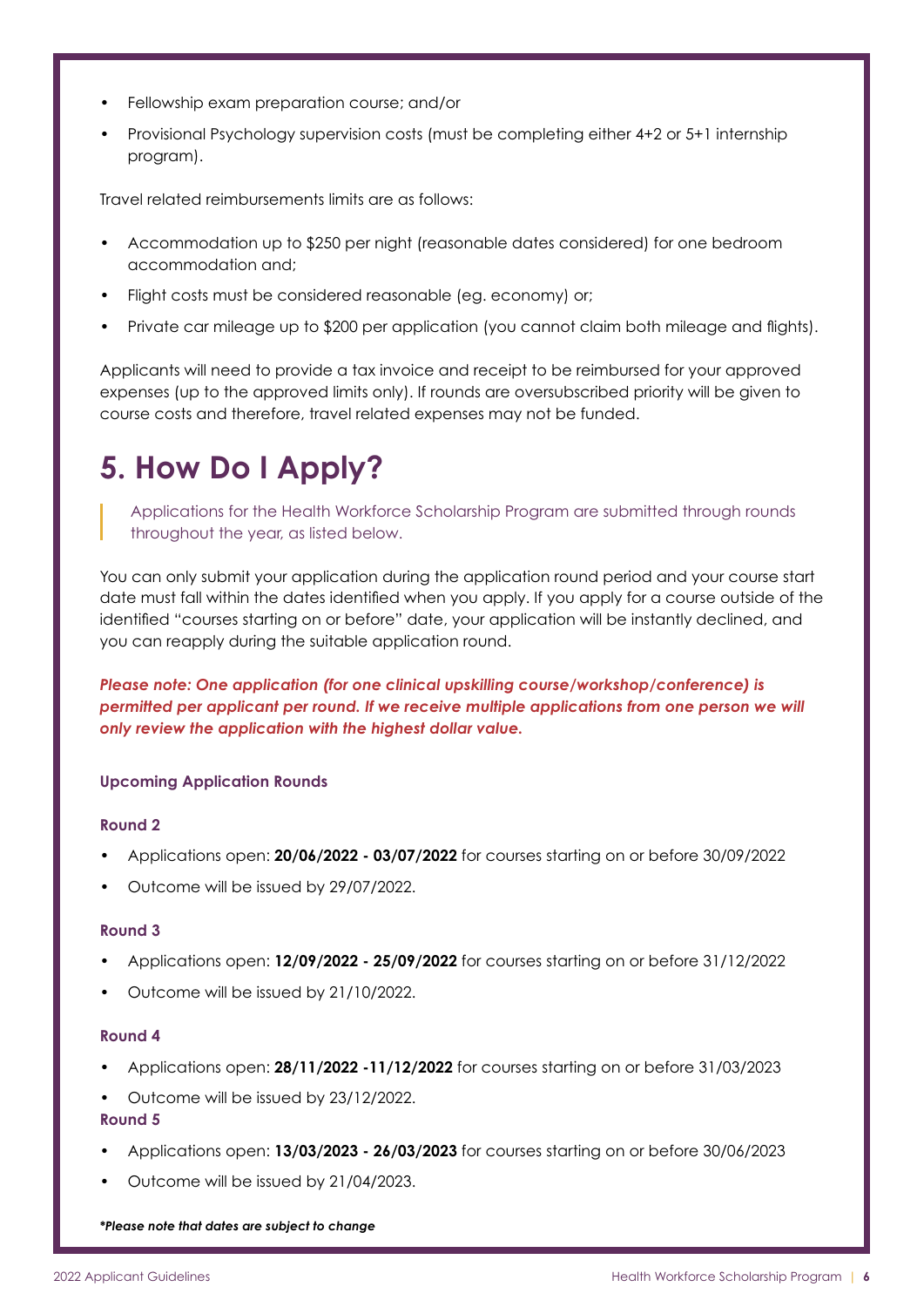- Fellowship exam preparation course; and/or
- Provisional Psychology supervision costs (must be completing either 4+2 or 5+1 internship program).

Travel related reimbursements limits are as follows:

- Accommodation up to $250 per night (reasonable dates considered) for one bedroom accommodation and;
- Flight costs must be considered reasonable (eg. economy) or;
- Private car mileage up to $200 per application (you cannot claim both mileage and flights).

Applicants will need to provide a tax invoice and receipt to be reimbursed for your approved expenses (up to the approved limits only). If rounds are oversubscribed priority will be given to course costs and therefore, travel related expenses may not be funded.

# 5. How Do I Apply?

> Applications for the Health Workforce Scholarship Program are submitted through rounds throughout the year, as listed below.

You can only submit your application during the application round period and your course start date must fall within the dates identified when you apply. If you apply for a course outside of the identified "courses starting on or before" date, your application will be instantly declined, and you can reapply during the suitable application round.

***Please note: One application (for one clinical upskilling course/workshop/conference) is permitted per applicant per round. If we receive multiple applications from one person we will only review the application with the highest dollar value.***

**Upcoming Application Rounds**

**Round 2**

- Applications open: **20/06/2022 - 03/07/2022** for courses starting on or before 30/09/2022
- Outcome will be issued by 29/07/2022.

**Round 3**

- Applications open: **12/09/2022 - 25/09/2022** for courses starting on or before 31/12/2022
- Outcome will be issued by 21/10/2022.

**Round 4**

- Applications open: **28/11/2022 -11/12/2022** for courses starting on or before 31/03/2023
- Outcome will be issued by 23/12/2022.

**Round 5**

- Applications open: **13/03/2023 - 26/03/2023** for courses starting on or before 30/06/2023
- Outcome will be issued by 21/04/2023.

***Please note that dates are subject to change***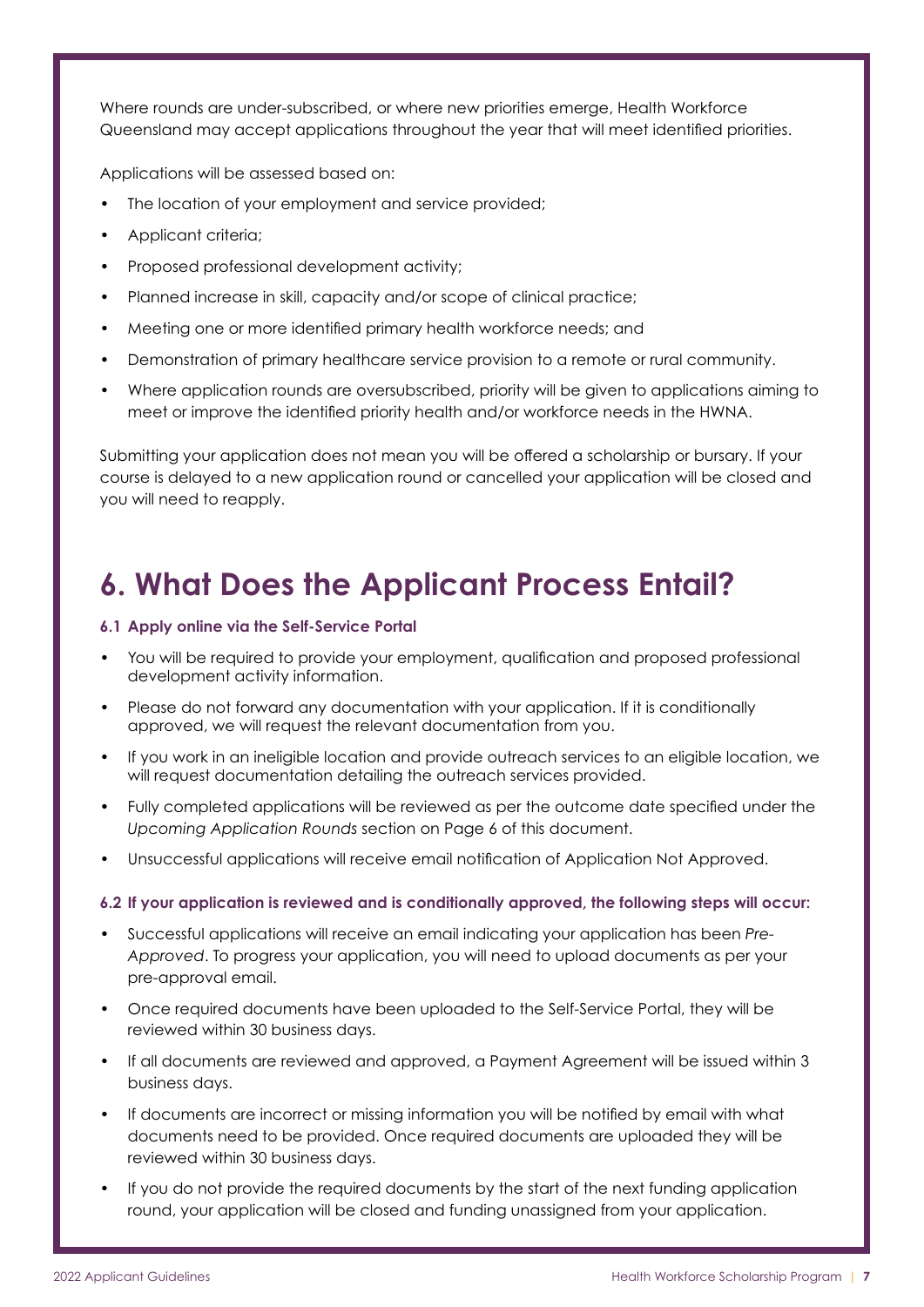Where rounds are under-subscribed, or where new priorities emerge, Health Workforce Queensland may accept applications throughout the year that will meet identified priorities.

Applications will be assessed based on:

- The location of your employment and service provided;
- Applicant criteria;
- Proposed professional development activity;
- Planned increase in skill, capacity and/or scope of clinical practice;
- Meeting one or more identified primary health workforce needs; and
- Demonstration of primary healthcare service provision to a remote or rural community.
- Where application rounds are oversubscribed, priority will be given to applications aiming to meet or improve the identified priority health and/or workforce needs in the HWNA.

Submitting your application does not mean you will be offered a scholarship or bursary. If your course is delayed to a new application round or cancelled your application will be closed and you will need to reapply.

# 6. What Does the Applicant Process Entail?

#### 6.1 Apply online via the Self-Service Portal

- You will be required to provide your employment, qualification and proposed professional development activity information.
- Please do not forward any documentation with your application. If it is conditionally approved, we will request the relevant documentation from you.
- If you work in an ineligible location and provide outreach services to an eligible location, we will request documentation detailing the outreach services provided.
- Fully completed applications will be reviewed as per the outcome date specified under the *Upcoming Application Rounds* section on Page 6 of this document.
- Unsuccessful applications will receive email notification of Application Not Approved.

#### 6.2 If your application is reviewed and is conditionally approved, the following steps will occur:

- Successful applications will receive an email indicating your application has been *Pre-Approved*. To progress your application, you will need to upload documents as per your pre-approval email.
- Once required documents have been uploaded to the Self-Service Portal, they will be reviewed within 30 business days.
- If all documents are reviewed and approved, a Payment Agreement will be issued within 3 business days.
- If documents are incorrect or missing information you will be notified by email with what documents need to be provided. Once required documents are uploaded they will be reviewed within 30 business days.
- If you do not provide the required documents by the start of the next funding application round, your application will be closed and funding unassigned from your application.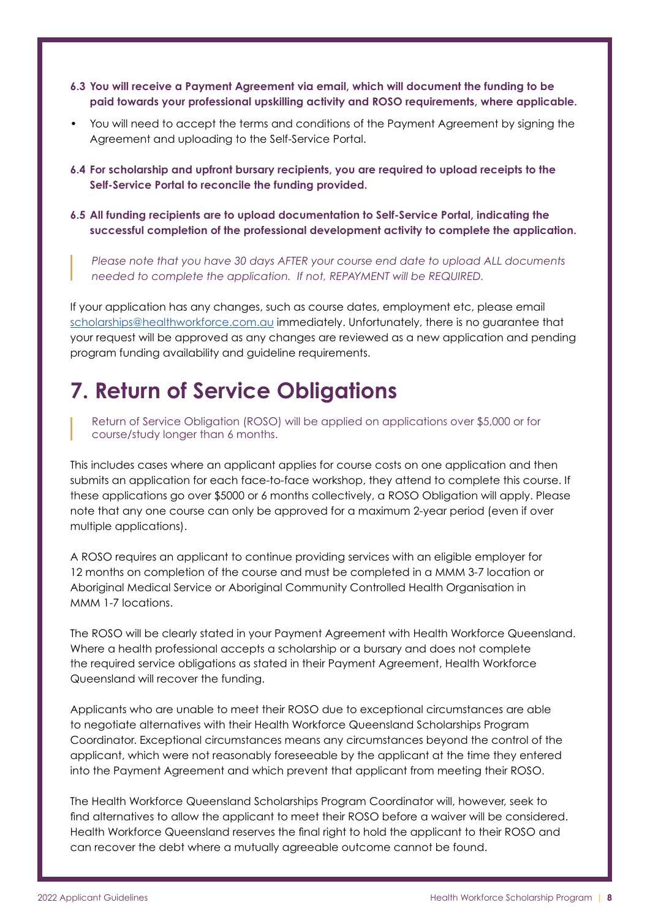**6.3 You will receive a Payment Agreement via email, which will document the funding to be paid towards your professional upskilling activity and ROSO requirements, where applicable.**

- You will need to accept the terms and conditions of the Payment Agreement by signing the Agreement and uploading to the Self-Service Portal.

**6.4 For scholarship and upfront bursary recipients, you are required to upload receipts to the Self-Service Portal to reconcile the funding provided.**

**6.5 All funding recipients are to upload documentation to Self-Service Portal, indicating the successful completion of the professional development activity to complete the application.**

> *Please note that you have 30 days AFTER your course end date to upload ALL documents needed to complete the application. If not, REPAYMENT will be REQUIRED.*

If your application has any changes, such as course dates, employment etc, please email [scholarships@healthworkforce.com.au](mailto:scholarships@healthworkforce.com.au) immediately. Unfortunately, there is no guarantee that your request will be approved as any changes are reviewed as a new application and pending program funding availability and guideline requirements.

# 7. Return of Service Obligations

> Return of Service Obligation (ROSO) will be applied on applications over $5,000 or for course/study longer than 6 months.

This includes cases where an applicant applies for course costs on one application and then submits an application for each face-to-face workshop, they attend to complete this course. If these applications go over $5000 or 6 months collectively, a ROSO Obligation will apply. Please note that any one course can only be approved for a maximum 2-year period (even if over multiple applications).

A ROSO requires an applicant to continue providing services with an eligible employer for 12 months on completion of the course and must be completed in a MMM 3-7 location or Aboriginal Medical Service or Aboriginal Community Controlled Health Organisation in MMM 1-7 locations.

The ROSO will be clearly stated in your Payment Agreement with Health Workforce Queensland. Where a health professional accepts a scholarship or a bursary and does not complete the required service obligations as stated in their Payment Agreement, Health Workforce Queensland will recover the funding.

Applicants who are unable to meet their ROSO due to exceptional circumstances are able to negotiate alternatives with their Health Workforce Queensland Scholarships Program Coordinator. Exceptional circumstances means any circumstances beyond the control of the applicant, which were not reasonably foreseeable by the applicant at the time they entered into the Payment Agreement and which prevent that applicant from meeting their ROSO.

The Health Workforce Queensland Scholarships Program Coordinator will, however, seek to find alternatives to allow the applicant to meet their ROSO before a waiver will be considered. Health Workforce Queensland reserves the final right to hold the applicant to their ROSO and can recover the debt where a mutually agreeable outcome cannot be found.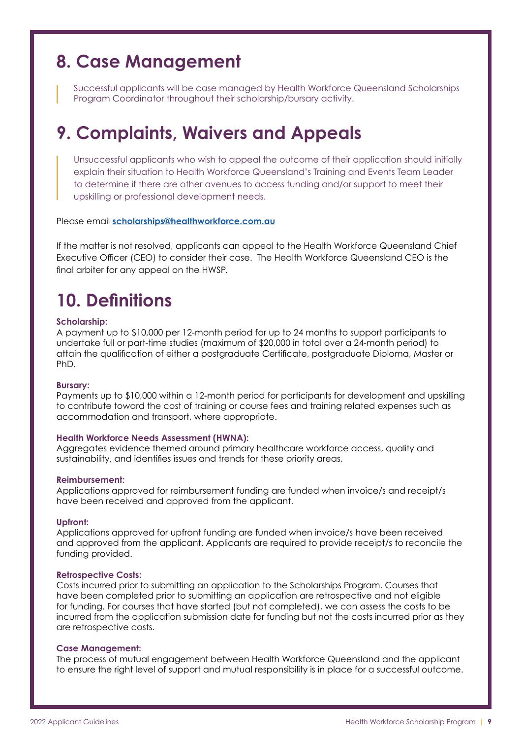## 8. Case Management

Successful applicants will be case managed by Health Workforce Queensland Scholarships Program Coordinator throughout their scholarship/bursary activity.

## 9. Complaints, Waivers and Appeals

Unsuccessful applicants who wish to appeal the outcome of their application should initially explain their situation to Health Workforce Queensland's Training and Events Team Leader to determine if there are other avenues to access funding and/or support to meet their upskilling or professional development needs.

Please email **scholarships@healthworkforce.com.au**

If the matter is not resolved, applicants can appeal to the Health Workforce Queensland Chief Executive Officer (CEO) to consider their case. The Health Workforce Queensland CEO is the final arbiter for any appeal on the HWSP.

## 10. Definitions

**Scholarship:**
A payment up to $10,000 per 12-month period for up to 24 months to support participants to undertake full or part-time studies (maximum of $20,000 in total over a 24-month period) to attain the qualification of either a postgraduate Certificate, postgraduate Diploma, Master or PhD.

**Bursary:**
Payments up to $10,000 within a 12-month period for participants for development and upskilling to contribute toward the cost of training or course fees and training related expenses such as accommodation and transport, where appropriate.

**Health Workforce Needs Assessment (HWNA):**
Aggregates evidence themed around primary healthcare workforce access, quality and sustainability, and identifies issues and trends for these priority areas.

**Reimbursement:**
Applications approved for reimbursement funding are funded when invoice/s and receipt/s have been received and approved from the applicant.

**Upfront:**
Applications approved for upfront funding are funded when invoice/s have been received and approved from the applicant. Applicants are required to provide receipt/s to reconcile the funding provided.

**Retrospective Costs:**
Costs incurred prior to submitting an application to the Scholarships Program. Courses that have been completed prior to submitting an application are retrospective and not eligible for funding. For courses that have started (but not completed), we can assess the costs to be incurred from the application submission date for funding but not the costs incurred prior as they are retrospective costs.

**Case Management:**
The process of mutual engagement between Health Workforce Queensland and the applicant to ensure the right level of support and mutual responsibility is in place for a successful outcome.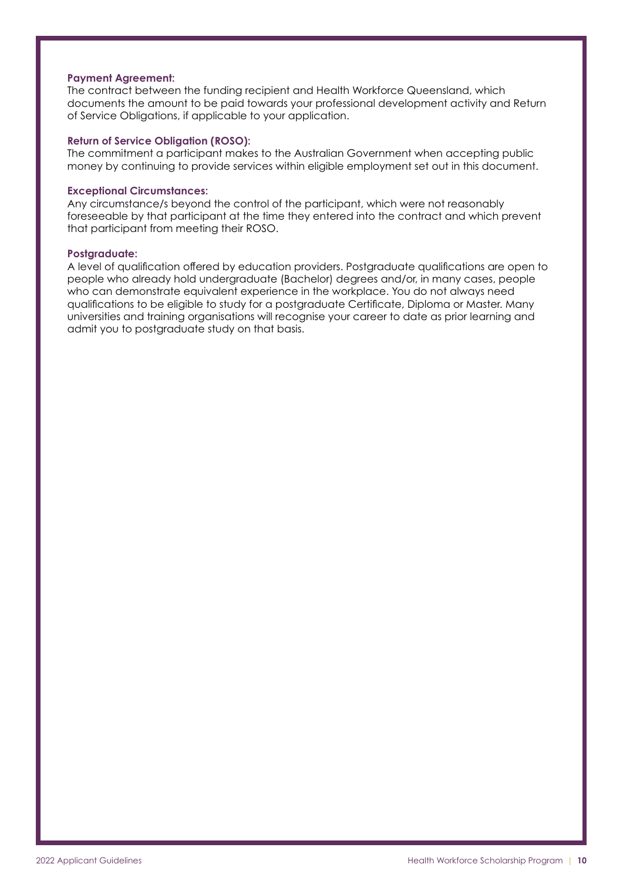**Payment Agreement:**
The contract between the funding recipient and Health Workforce Queensland, which documents the amount to be paid towards your professional development activity and Return of Service Obligations, if applicable to your application.

**Return of Service Obligation (ROSO):**
The commitment a participant makes to the Australian Government when accepting public money by continuing to provide services within eligible employment set out in this document.

**Exceptional Circumstances:**
Any circumstance/s beyond the control of the participant, which were not reasonably foreseeable by that participant at the time they entered into the contract and which prevent that participant from meeting their ROSO.

**Postgraduate:**
A level of qualification offered by education providers. Postgraduate qualifications are open to people who already hold undergraduate (Bachelor) degrees and/or, in many cases, people who can demonstrate equivalent experience in the workplace. You do not always need qualifications to be eligible to study for a postgraduate Certificate, Diploma or Master. Many universities and training organisations will recognise your career to date as prior learning and admit you to postgraduate study on that basis.